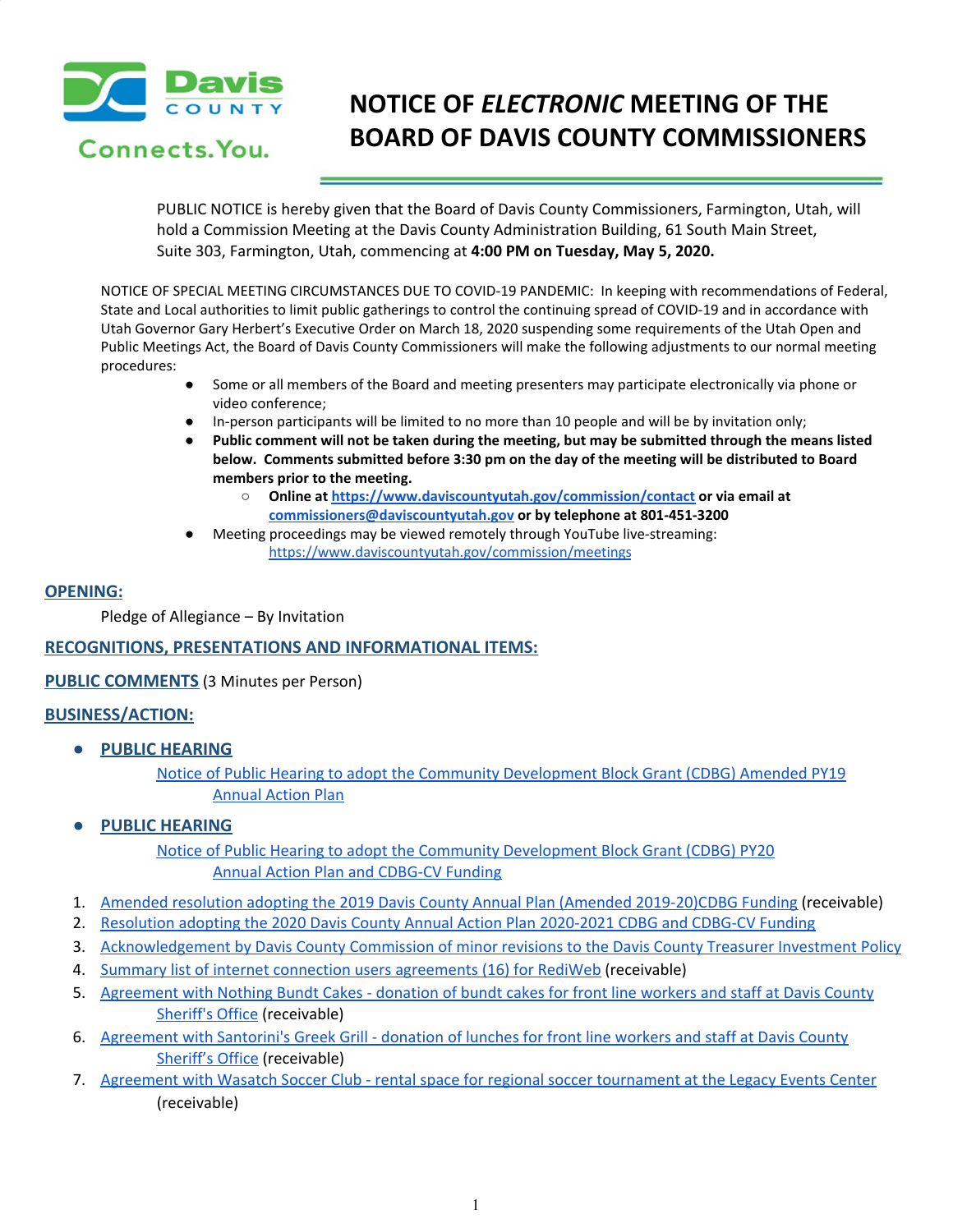# NOTICE OF *ELECTRONIC* MEETING OF THE BOARD OF DAVIS COUNTY COMMISSIONERS

PUBLIC NOTICE is hereby given that the Board of Davis County Commissioners, Farmington, Utah, will hold a Commission Meeting at the Davis County Administration Building, 61 South Main Street, Suite 303, Farmington, Utah, commencing at **4:00 PM on Tuesday, May 5, 2020.**

NOTICE OF SPECIAL MEETING CIRCUMSTANCES DUE TO COVID-19 PANDEMIC: In keeping with recommendations of Federal, State and Local authorities to limit public gatherings to control the continuing spread of COVID-19 and in accordance with Utah Governor Gary Herbert's Executive Order on March 18, 2020 suspending some requirements of the Utah Open and Public Meetings Act, the Board of Davis County Commissioners will make the following adjustments to our normal meeting procedures:

- Some or all members of the Board and meeting presenters may participate electronically via phone or video conference;
- In-person participants will be limited to no more than 10 people and will be by invitation only;
- **Public comment will not be taken during the meeting, but may be submitted through the means listed below. Comments submitted before 3:30 pm on the day of the meeting will be distributed to Board members prior to the meeting.**
  - **Online at https://www.daviscountyutah.gov/commission/contact or via email at commissioners@daviscountyutah.gov or by telephone at 801-451-3200**
- Meeting proceedings may be viewed remotely through YouTube live-streaming: https://www.daviscountyutah.gov/commission/meetings

## OPENING:

Pledge of Allegiance – By Invitation

## RECOGNITIONS, PRESENTATIONS AND INFORMATIONAL ITEMS:

## PUBLIC COMMENTS (3 Minutes per Person)

## BUSINESS/ACTION:

- **PUBLIC HEARING**

  Notice of Public Hearing to adopt the Community Development Block Grant (CDBG) Amended PY19 Annual Action Plan

- **PUBLIC HEARING**

  Notice of Public Hearing to adopt the Community Development Block Grant (CDBG) PY20 Annual Action Plan and CDBG-CV Funding

1. Amended resolution adopting the 2019 Davis County Annual Plan (Amended 2019-20)CDBG Funding (receivable)
2. Resolution adopting the 2020 Davis County Annual Action Plan 2020-2021 CDBG and CDBG-CV Funding
3. Acknowledgement by Davis County Commission of minor revisions to the Davis County Treasurer Investment Policy
4. Summary list of internet connection users agreements (16) for RediWeb (receivable)
5. Agreement with Nothing Bundt Cakes - donation of bundt cakes for front line workers and staff at Davis County Sheriff's Office (receivable)
6. Agreement with Santorini's Greek Grill - donation of lunches for front line workers and staff at Davis County Sheriff's Office (receivable)
7. Agreement with Wasatch Soccer Club - rental space for regional soccer tournament at the Legacy Events Center (receivable)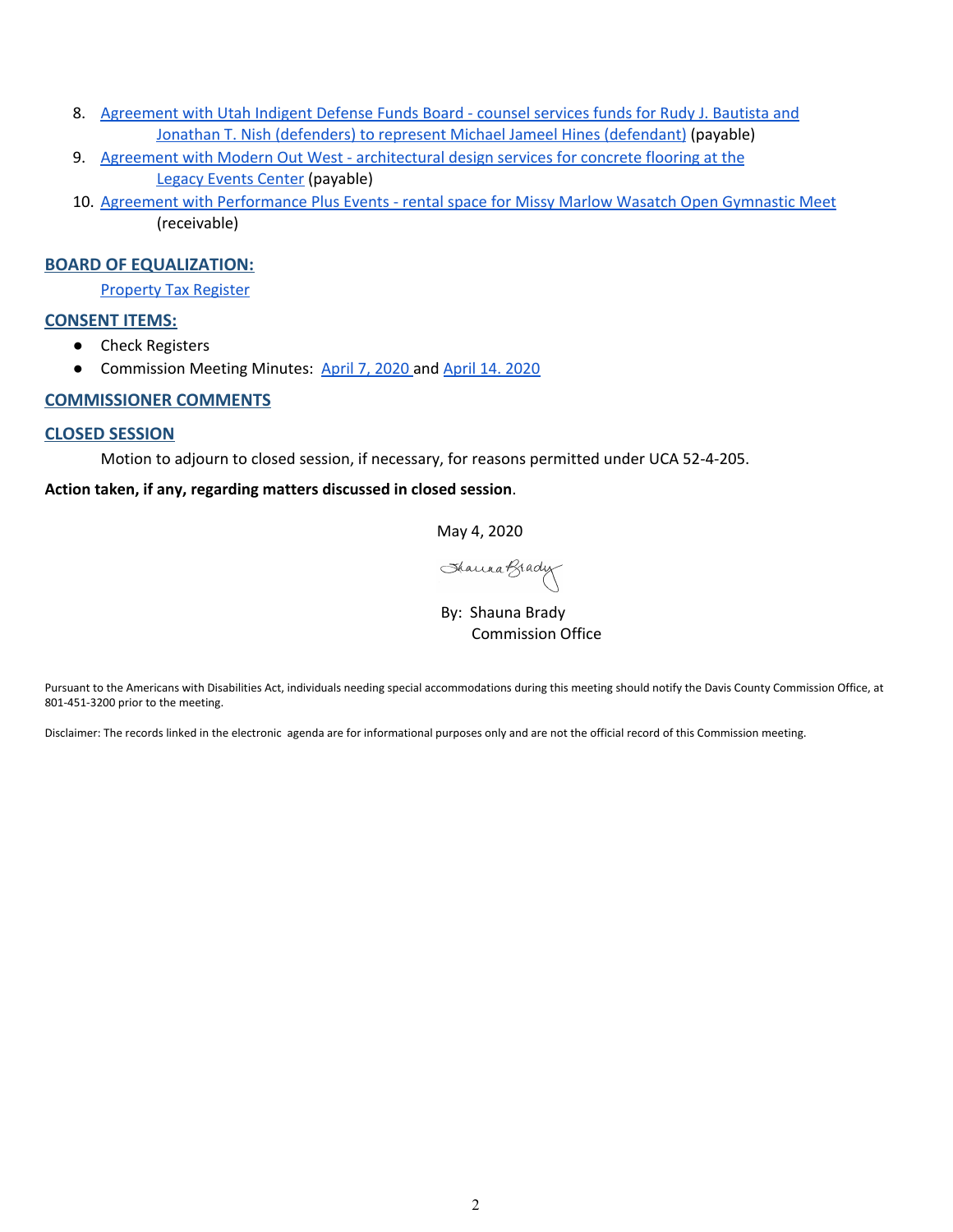8. Agreement with Utah Indigent Defense Funds Board - counsel services funds for Rudy J. Bautista and Jonathan T. Nish (defenders) to represent Michael Jameel Hines (defendant) (payable)
9. Agreement with Modern Out West - architectural design services for concrete flooring at the Legacy Events Center (payable)
10. Agreement with Performance Plus Events - rental space for Missy Marlow Wasatch Open Gymnastic Meet (receivable)

## BOARD OF EQUALIZATION:

Property Tax Register

## CONSENT ITEMS:

- Check Registers
- Commission Meeting Minutes: April 7, 2020 and April 14. 2020

## COMMISSIONER COMMENTS

## CLOSED SESSION

Motion to adjourn to closed session, if necessary, for reasons permitted under UCA 52-4-205.

**Action taken, if any, regarding matters discussed in closed session**.

May 4, 2020

Shauna Brady

By: Shauna Brady
Commission Office

Pursuant to the Americans with Disabilities Act, individuals needing special accommodations during this meeting should notify the Davis County Commission Office, at 801-451-3200 prior to the meeting.

Disclaimer: The records linked in the electronic agenda are for informational purposes only and are not the official record of this Commission meeting.